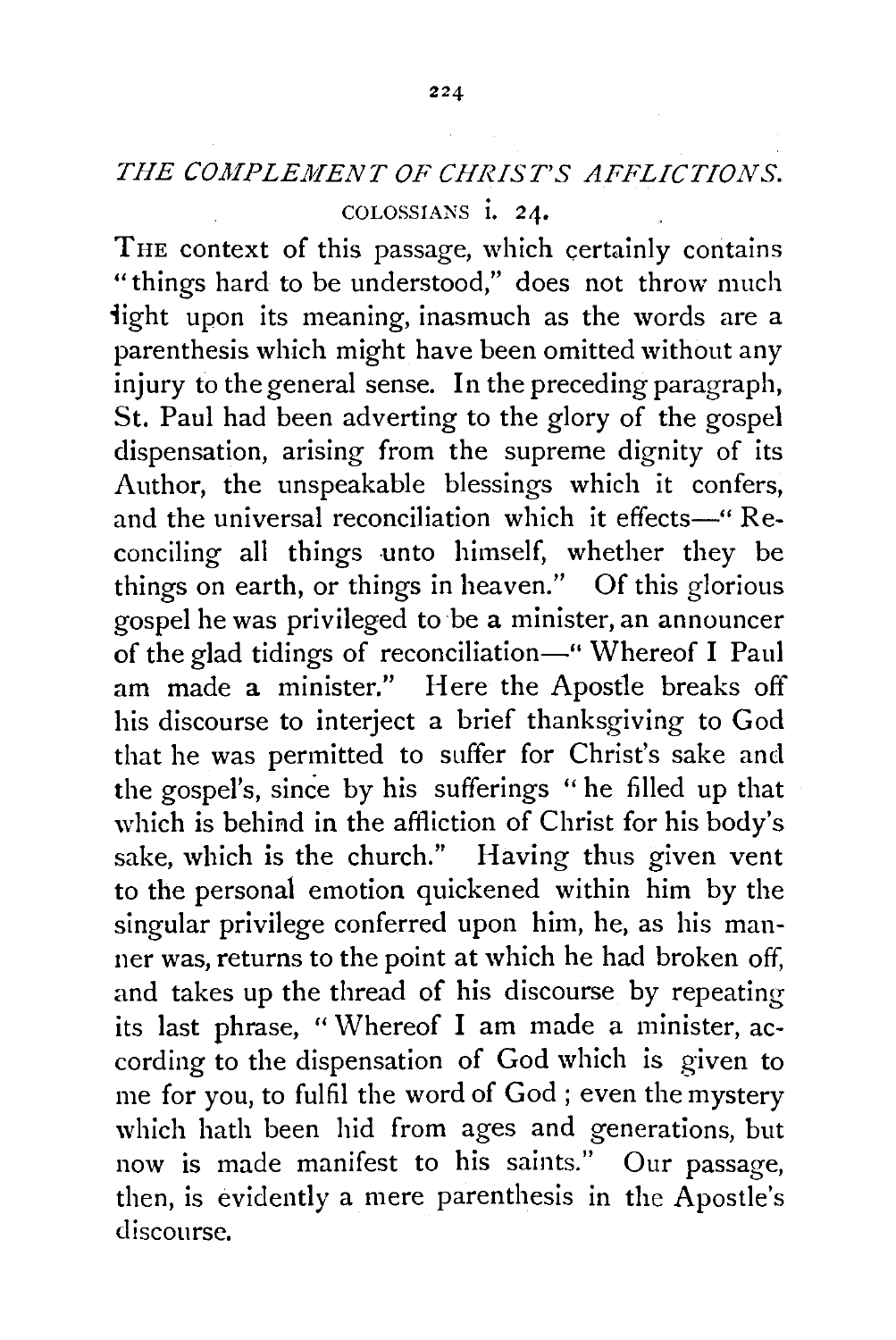## *THE COMPLEMENT OF CHRIST'S AFFLICTIONS.*

COLOSSIANS i. 24.

THE context of this passage, which certainly contains "things hard to be understood," does not throw much light upon its meaning, inasmuch as the words are a parenthesis which might have been omitted without any injury to the general sense. In the preceding paragraph, St. Paul had been adverting to the glory of the gospel dispensation, arising from the supreme dignity of its Author, the unspeakable blessings which it confers, and the universal reconciliation which it effects—"Reconciling all things unto himself, whether they be things on earth, or things in heaven." Of this glorious gospel he was privileged to be a minister, an announcer of the glad tidings of reconciliation—"Whereof I Paul am made a minister." Here the Apostle breaks off his discourse to interject a brief thanksgiving to God that he was permitted to suffer for Christ's sake and the gospel's, since by his sufferings "he filled up that which is behind in the affliction of Christ for his body's sake, which is the church." Having thus given vent to the personal emotion quickened within him by the singular privilege conferred upon him, he, as his manner was, returns to the point at which he had broken off, and takes up the thread of his discourse by repeating its last phrase, "Whereof I am made a minister, according to the dispensation of God which is given to me for you, to fulfil the word of God; even the mystery which hath been hid from ages and generations, but now is made manifest to his saints." Our passage, then, is evidently a mere parenthesis in the Apostle's discourse.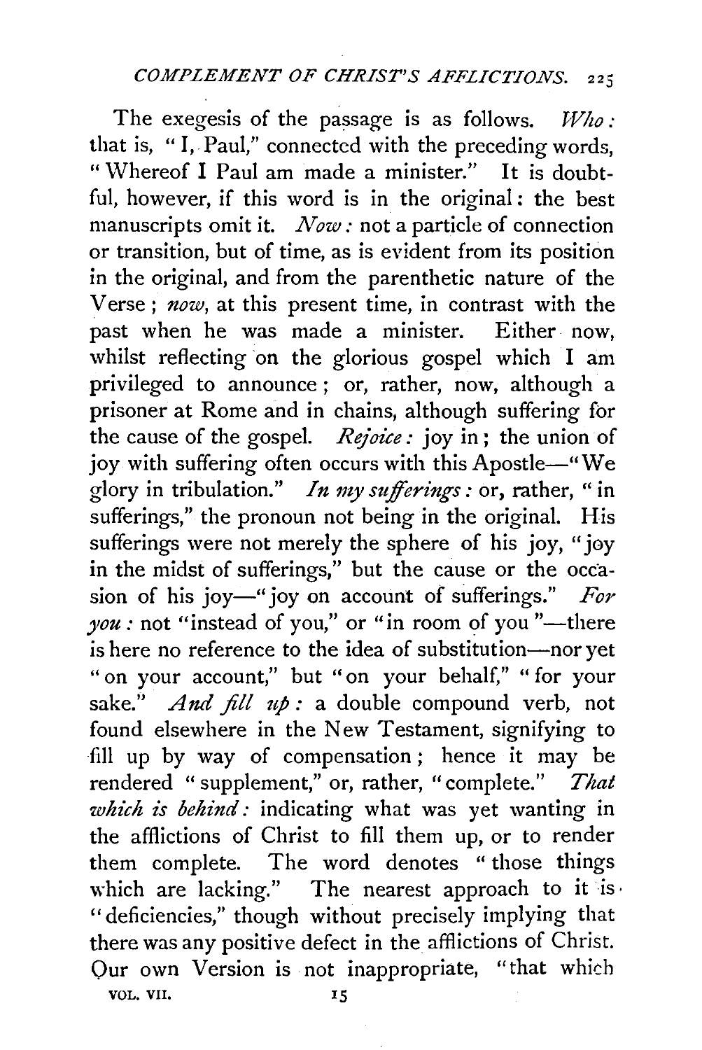The exegesis of the passage is as follows. *Who*: that is, "I, Paul," connected with the preceding words, "Whereof I Paul am made a minister." It is doubtful, however, if this word is in the original: the best manuscripts omit it. *Now*: not a particle of connection or transition, but of time, as is evident from its position in the original, and from the parenthetic nature of the Verse; *now*, at this present time, in contrast with the past when he was made a minister. Either now, whilst reflecting on the glorious gospel which I am privileged to announce; or, rather, now, although a prisoner at Rome and in chains, although suffering for the cause of the gospel. *Rejoice*: joy in; the union of joy with suffering often occurs with this Apostle—"We glory in tribulation." *In my sufferings*: or, rather, "in sufferings," the pronoun not being in the original. His sufferings were not merely the sphere of his joy, "joy in the midst of sufferings," but the cause or the occasion of his joy—"joy on account of sufferings." *For you*: not "instead of you," or "in room of you"—there is here no reference to the idea of substitution—nor yet "on your account," but "on your behalf," "for your sake." *And fill up*: a double compound verb, not found elsewhere in the New Testament, signifying to fill up by way of compensation; hence it may be rendered "supplement," or, rather, "complete." *That which is behind*: indicating what was yet wanting in the afflictions of Christ to fill them up, or to render them complete. The word denotes "those things which are lacking." The nearest approach to it is "deficiencies," though without precisely implying that there was any positive defect in the afflictions of Christ. Our own Version is not inappropriate, "that which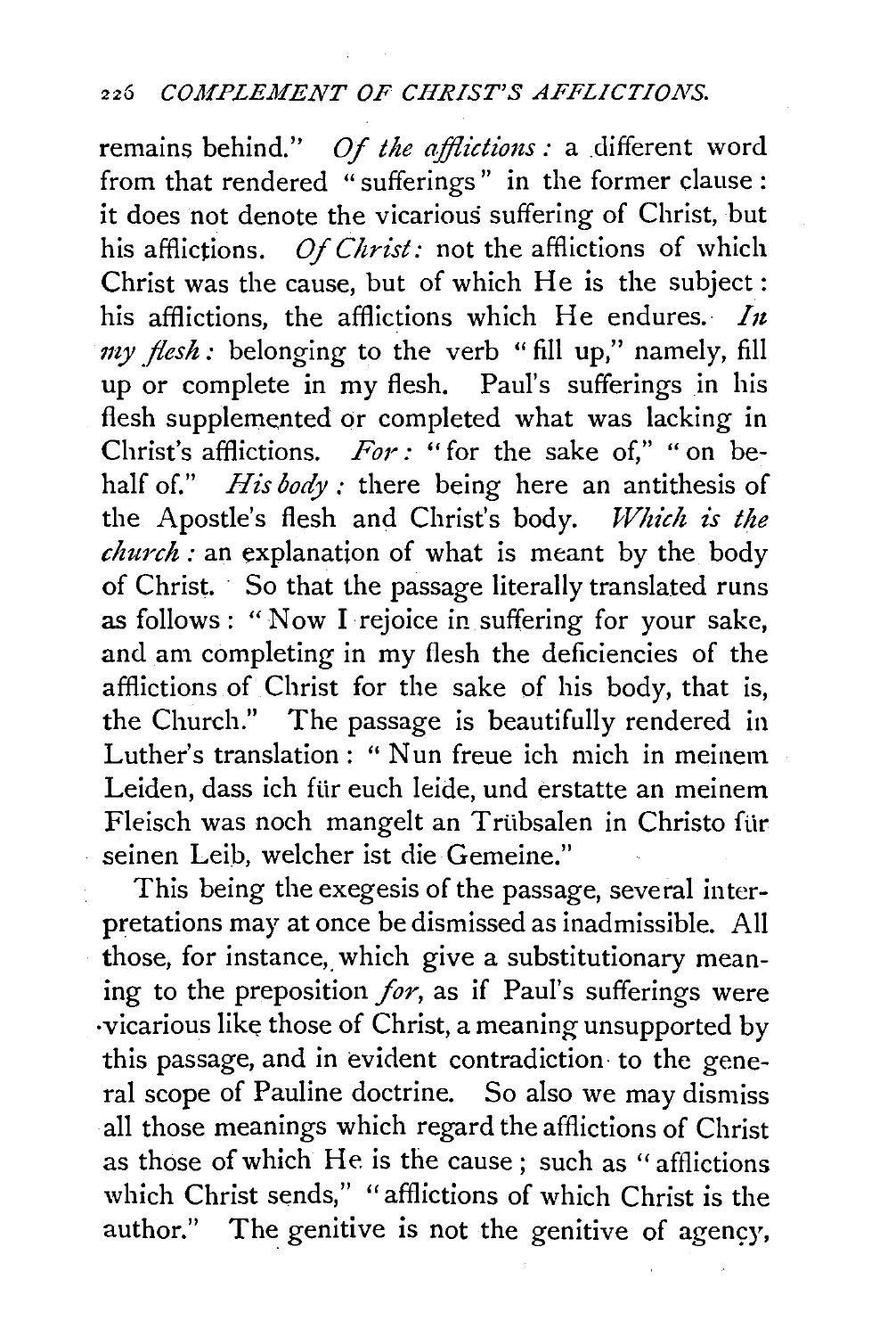remains behind." *Of the afflictions*: a different word from that rendered "sufferings" in the former clause: it does not denote the vicarious suffering of Christ, but his afflictions. *Of Christ*: not the afflictions of which Christ was the cause, but of which He is the subject: his afflictions, the afflictions which He endures. *In my flesh*: belonging to the verb "fill up," namely, fill up or complete in my flesh. Paul's sufferings in his flesh supplemented or completed what was lacking in Christ's afflictions. *For*: "for the sake of," "on behalf of." *His body*: there being here an antithesis of the Apostle's flesh and Christ's body. *Which is the church*: an explanation of what is meant by the body of Christ. So that the passage literally translated runs as follows: "Now I rejoice in suffering for your sake, and am completing in my flesh the deficiencies of the afflictions of Christ for the sake of his body, that is, the Church." The passage is beautifully rendered in Luther's translation: "Nun freue ich mich in meinem Leiden, dass ich für euch leide, und erstatte an meinem Fleisch was noch mangelt an Trübsalen in Christo für seinen Leib, welcher ist die Gemeine."

This being the exegesis of the passage, several interpretations may at once be dismissed as inadmissible. All those, for instance, which give a substitutionary meaning to the preposition *for*, as if Paul's sufferings were vicarious like those of Christ, a meaning unsupported by this passage, and in evident contradiction to the general scope of Pauline doctrine. So also we may dismiss all those meanings which regard the afflictions of Christ as those of which He is the cause; such as "afflictions which Christ sends," "afflictions of which Christ is the author." The genitive is not the genitive of agency,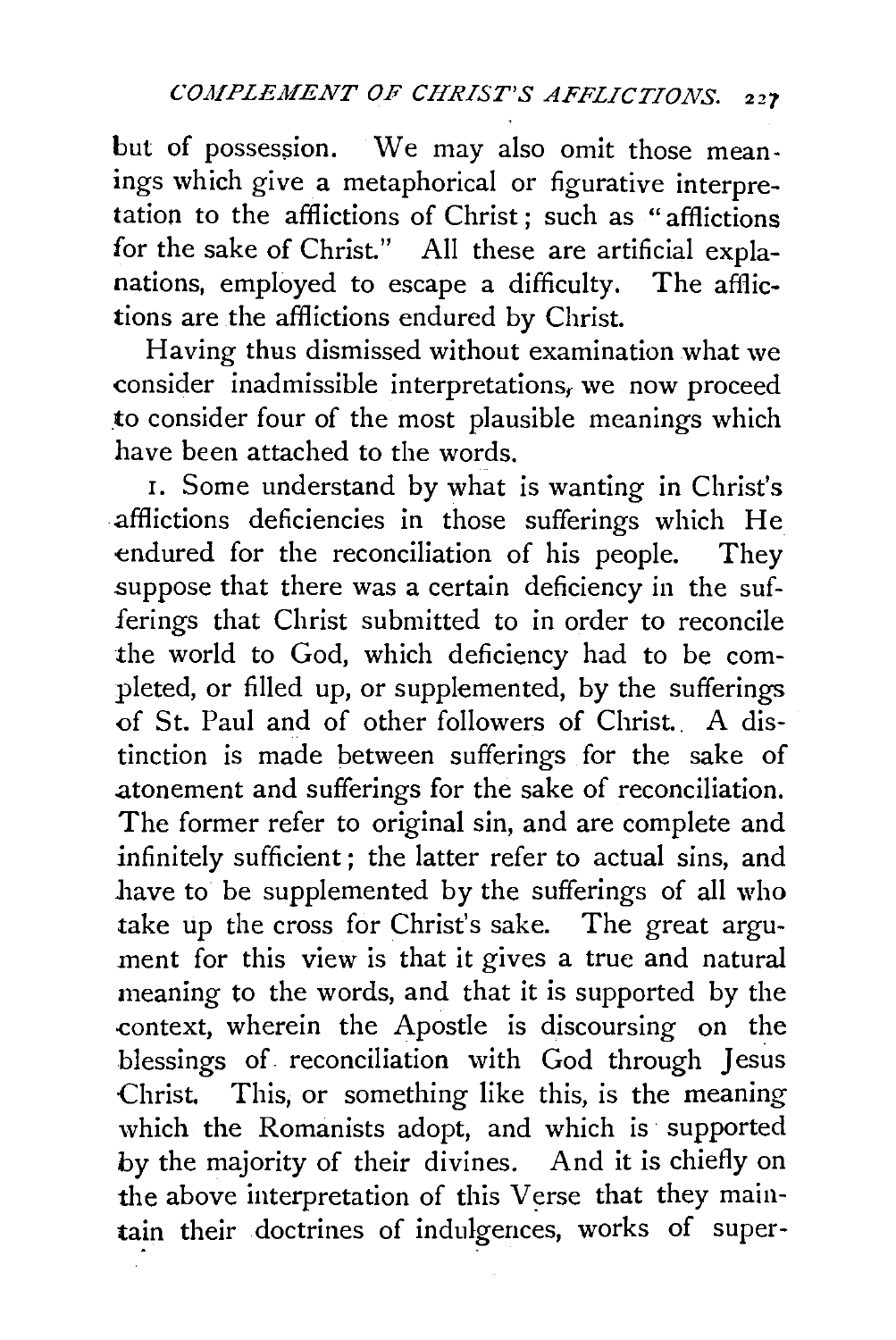but of possession. We may also omit those meanings which give a metaphorical or figurative interpretation to the afflictions of Christ; such as "afflictions for the sake of Christ." All these are artificial explanations, employed to escape a difficulty. The afflictions are the afflictions endured by Christ.

Having thus dismissed without examination what we consider inadmissible interpretations, we now proceed to consider four of the most plausible meanings which have been attached to the words.

1. Some understand by what is wanting in Christ's afflictions deficiencies in those sufferings which He endured for the reconciliation of his people. They suppose that there was a certain deficiency in the sufferings that Christ submitted to in order to reconcile the world to God, which deficiency had to be completed, or filled up, or supplemented, by the sufferings of St. Paul and of other followers of Christ. A distinction is made between sufferings for the sake of atonement and sufferings for the sake of reconciliation. The former refer to original sin, and are complete and infinitely sufficient; the latter refer to actual sins, and have to be supplemented by the sufferings of all who take up the cross for Christ's sake. The great argument for this view is that it gives a true and natural meaning to the words, and that it is supported by the context, wherein the Apostle is discoursing on the blessings of reconciliation with God through Jesus Christ. This, or something like this, is the meaning which the Romanists adopt, and which is supported by the majority of their divines. And it is chiefly on the above interpretation of this Verse that they maintain their doctrines of indulgences, works of super-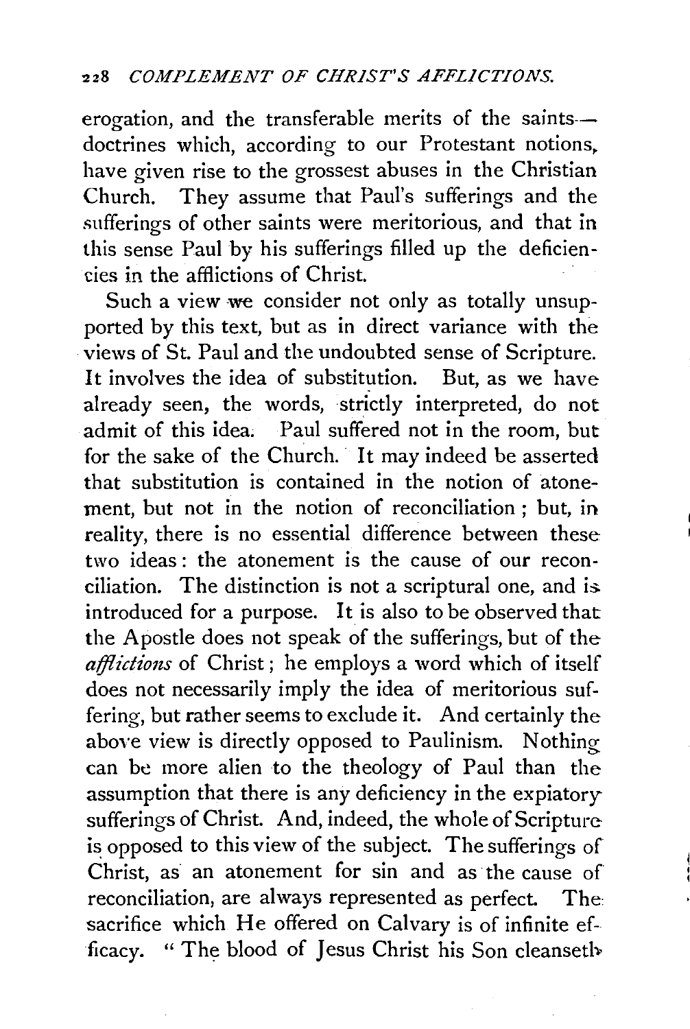erogation, and the transferable merits of the saints—doctrines which, according to our Protestant notions, have given rise to the grossest abuses in the Christian Church. They assume that Paul's sufferings and the sufferings of other saints were meritorious, and that in this sense Paul by his sufferings filled up the deficiencies in the afflictions of Christ.

Such a view we consider not only as totally unsupported by this text, but as in direct variance with the views of St. Paul and the undoubted sense of Scripture. It involves the idea of substitution. But, as we have already seen, the words, strictly interpreted, do not admit of this idea. Paul suffered not in the room, but for the sake of the Church. It may indeed be asserted that substitution is contained in the notion of atonement, but not in the notion of reconciliation; but, in reality, there is no essential difference between these two ideas: the atonement is the cause of our reconciliation. The distinction is not a scriptural one, and is introduced for a purpose. It is also to be observed that the Apostle does not speak of the sufferings, but of the *afflictions* of Christ; he employs a word which of itself does not necessarily imply the idea of meritorious suffering, but rather seems to exclude it. And certainly the above view is directly opposed to Paulinism. Nothing can be more alien to the theology of Paul than the assumption that there is any deficiency in the expiatory sufferings of Christ. And, indeed, the whole of Scripture is opposed to this view of the subject. The sufferings of Christ, as an atonement for sin and as the cause of reconciliation, are always represented as perfect. The sacrifice which He offered on Calvary is of infinite efficacy. "The blood of Jesus Christ his Son cleanseth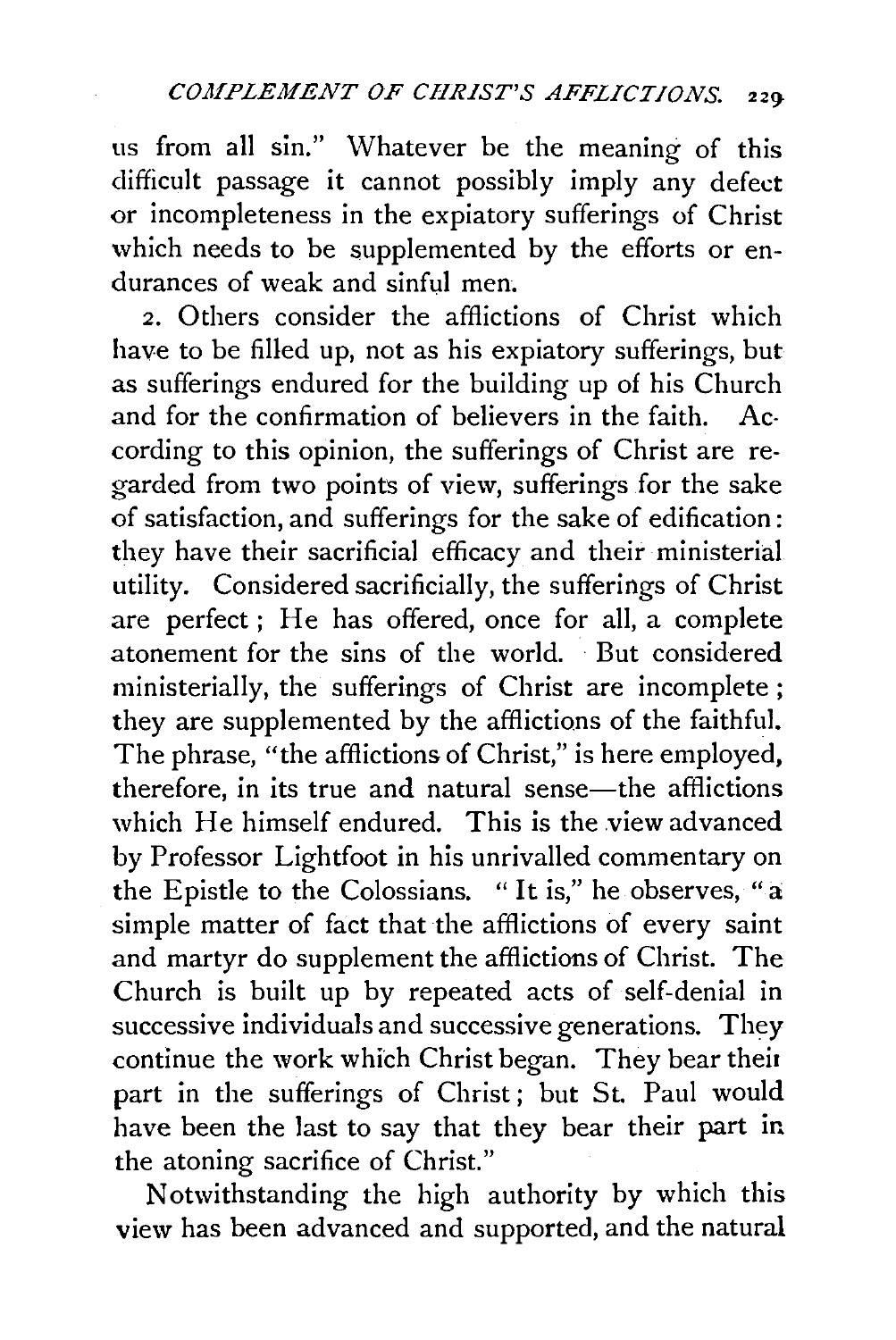us from all sin." Whatever be the meaning of this difficult passage it cannot possibly imply any defect or incompleteness in the expiatory sufferings of Christ which needs to be supplemented by the efforts or endurances of weak and sinful men.

2. Others consider the afflictions of Christ which have to be filled up, not as his expiatory sufferings, but as sufferings endured for the building up of his Church and for the confirmation of believers in the faith. According to this opinion, the sufferings of Christ are regarded from two points of view, sufferings for the sake of satisfaction, and sufferings for the sake of edification: they have their sacrificial efficacy and their ministerial utility. Considered sacrificially, the sufferings of Christ are perfect; He has offered, once for all, a complete atonement for the sins of the world. But considered ministerially, the sufferings of Christ are incomplete; they are supplemented by the afflictions of the faithful. The phrase, "the afflictions of Christ," is here employed, therefore, in its true and natural sense—the afflictions which He himself endured. This is the view advanced by Professor Lightfoot in his unrivalled commentary on the Epistle to the Colossians. "It is," he observes, "a simple matter of fact that the afflictions of every saint and martyr do supplement the afflictions of Christ. The Church is built up by repeated acts of self-denial in successive individuals and successive generations. They continue the work which Christ began. They bear their part in the sufferings of Christ; but St. Paul would have been the last to say that they bear their part in the atoning sacrifice of Christ."

Notwithstanding the high authority by which this view has been advanced and supported, and the natural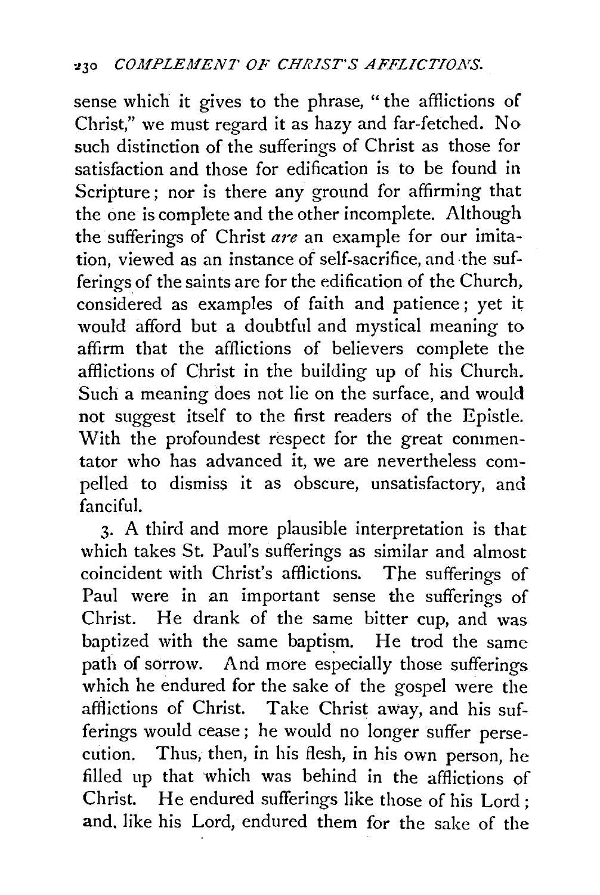sense which it gives to the phrase, "the afflictions of Christ," we must regard it as hazy and far-fetched. No such distinction of the sufferings of Christ as those for satisfaction and those for edification is to be found in Scripture; nor is there any ground for affirming that the one is complete and the other incomplete. Although the sufferings of Christ *are* an example for our imitation, viewed as an instance of self-sacrifice, and the sufferings of the saints are for the edification of the Church, considered as examples of faith and patience; yet it would afford but a doubtful and mystical meaning to affirm that the afflictions of believers complete the afflictions of Christ in the building up of his Church. Such a meaning does not lie on the surface, and would not suggest itself to the first readers of the Epistle. With the profoundest respect for the great commentator who has advanced it, we are nevertheless compelled to dismiss it as obscure, unsatisfactory, and fanciful.

3. A third and more plausible interpretation is that which takes St. Paul's sufferings as similar and almost coincident with Christ's afflictions. The sufferings of Paul were in an important sense the sufferings of Christ. He drank of the same bitter cup, and was baptized with the same baptism. He trod the same path of sorrow. And more especially those sufferings which he endured for the sake of the gospel were the afflictions of Christ. Take Christ away, and his sufferings would cease; he would no longer suffer persecution. Thus, then, in his flesh, in his own person, he filled up that which was behind in the afflictions of Christ. He endured sufferings like those of his Lord; and, like his Lord, endured them for the sake of the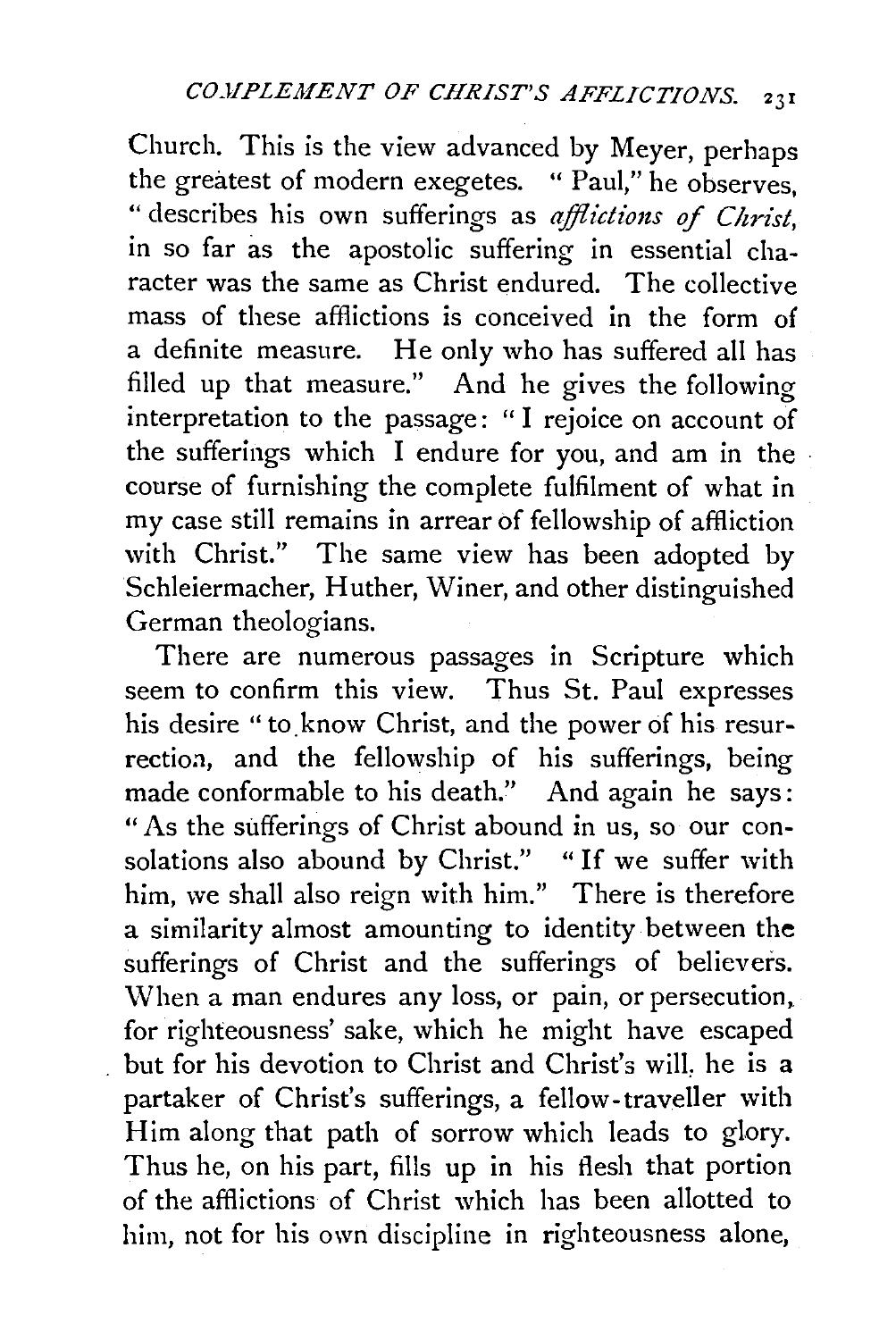Church. This is the view advanced by Meyer, perhaps the greatest of modern exegetes. "Paul," he observes, "describes his own sufferings as *afflictions of Christ*, in so far as the apostolic suffering in essential character was the same as Christ endured. The collective mass of these afflictions is conceived in the form of a definite measure. He only who has suffered all has filled up that measure." And he gives the following interpretation to the passage: "I rejoice on account of the sufferings which I endure for you, and am in the course of furnishing the complete fulfilment of what in my case still remains in arrear of fellowship of affliction with Christ." The same view has been adopted by Schleiermacher, Huther, Winer, and other distinguished German theologians.

There are numerous passages in Scripture which seem to confirm this view. Thus St. Paul expresses his desire "to know Christ, and the power of his resurrection, and the fellowship of his sufferings, being made conformable to his death." And again he says: "As the sufferings of Christ abound in us, so our consolations also abound by Christ." "If we suffer with him, we shall also reign with him." There is therefore a similarity almost amounting to identity between the sufferings of Christ and the sufferings of believers. When a man endures any loss, or pain, or persecution, for righteousness' sake, which he might have escaped but for his devotion to Christ and Christ's will, he is a partaker of Christ's sufferings, a fellow-traveller with Him along that path of sorrow which leads to glory. Thus he, on his part, fills up in his flesh that portion of the afflictions of Christ which has been allotted to him, not for his own discipline in righteousness alone,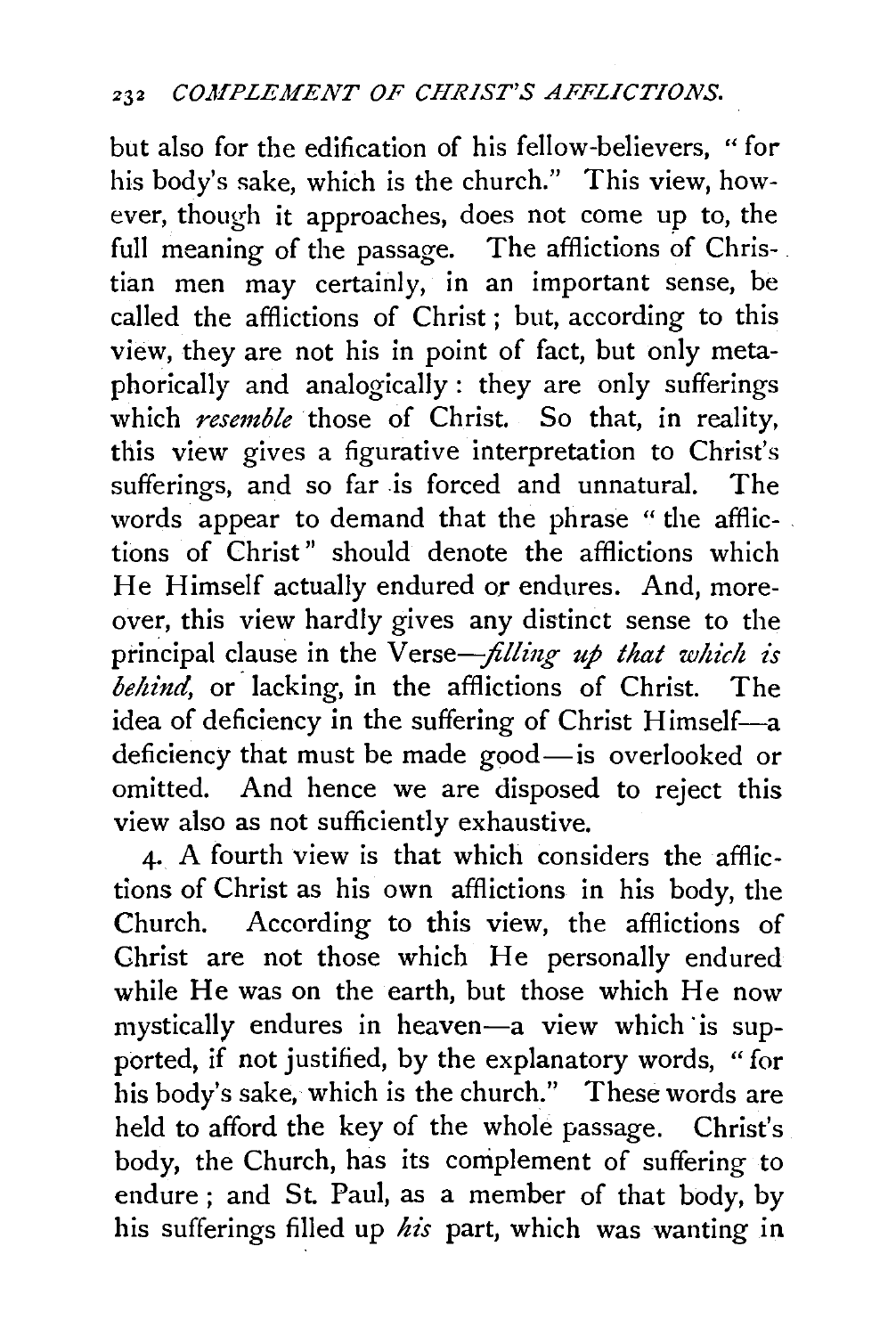but also for the edification of his fellow-believers, "for his body's sake, which is the church." This view, however, though it approaches, does not come up to, the full meaning of the passage. The afflictions of Christian men may certainly, in an important sense, be called the afflictions of Christ; but, according to this view, they are not his in point of fact, but only metaphorically and analogically: they are only sufferings which *resemble* those of Christ. So that, in reality, this view gives a figurative interpretation to Christ's sufferings, and so far is forced and unnatural. The words appear to demand that the phrase "the afflictions of Christ" should denote the afflictions which He Himself actually endured or endures. And, moreover, this view hardly gives any distinct sense to the principal clause in the Verse—*filling up that which is behind*, or lacking, in the afflictions of Christ. The idea of deficiency in the suffering of Christ Himself—a deficiency that must be made good—is overlooked or omitted. And hence we are disposed to reject this view also as not sufficiently exhaustive.

4. A fourth view is that which considers the afflictions of Christ as his own afflictions in his body, the Church. According to this view, the afflictions of Christ are not those which He personally endured while He was on the earth, but those which He now mystically endures in heaven—a view which is supported, if not justified, by the explanatory words, "for his body's sake, which is the church." These words are held to afford the key of the whole passage. Christ's body, the Church, has its complement of suffering to endure; and St. Paul, as a member of that body, by his sufferings filled up *his* part, which was wanting in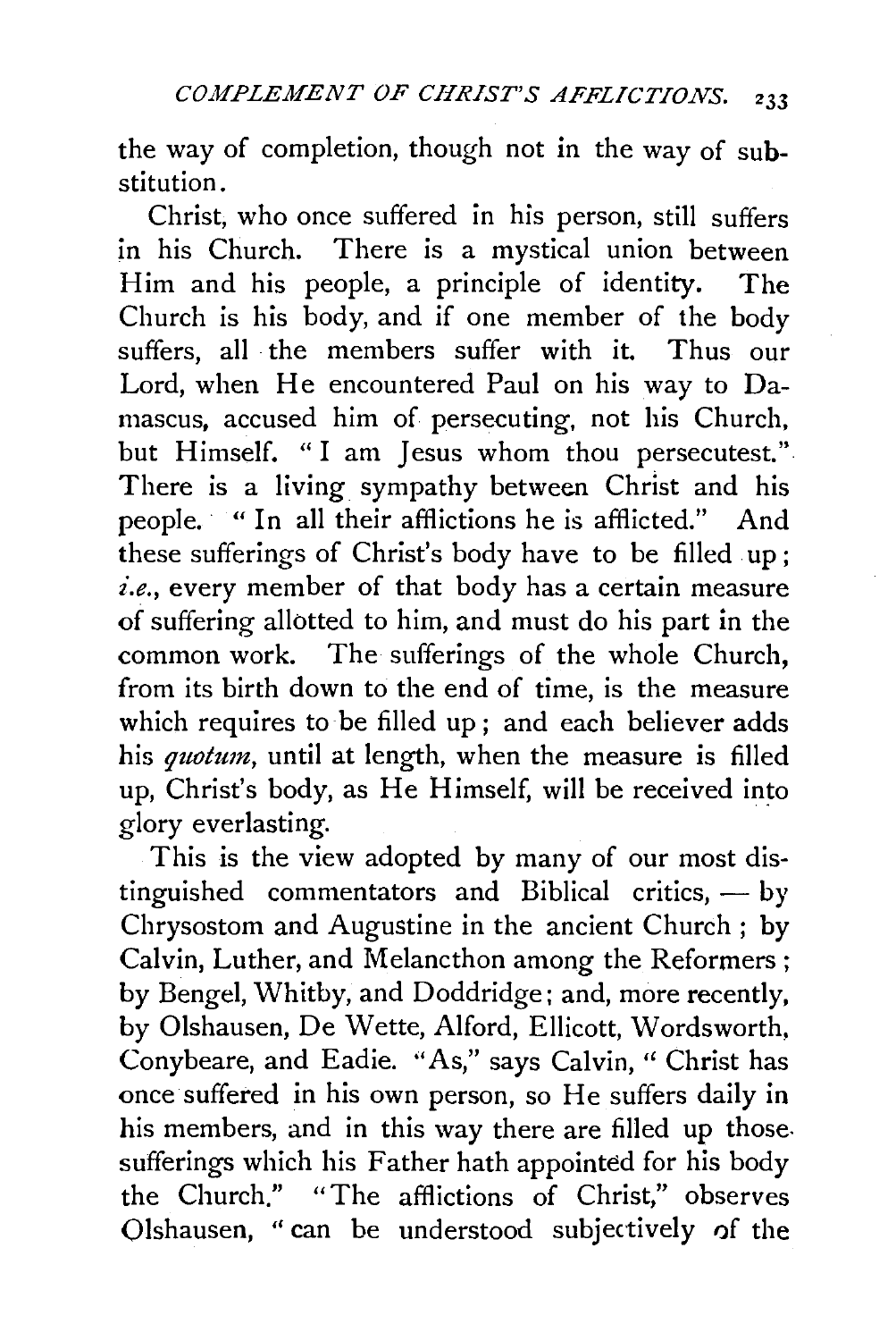the way of completion, though not in the way of substitution.

Christ, who once suffered in his person, still suffers in his Church. There is a mystical union between Him and his people, a principle of identity. The Church is his body, and if one member of the body suffers, all the members suffer with it. Thus our Lord, when He encountered Paul on his way to Damascus, accused him of persecuting, not his Church, but Himself. "I am Jesus whom thou persecutest." There is a living sympathy between Christ and his people. "In all their afflictions he is afflicted." And these sufferings of Christ's body have to be filled up; *i.e.*, every member of that body has a certain measure of suffering allotted to him, and must do his part in the common work. The sufferings of the whole Church, from its birth down to the end of time, is the measure which requires to be filled up; and each believer adds his *quotum*, until at length, when the measure is filled up, Christ's body, as He Himself, will be received into glory everlasting.

This is the view adopted by many of our most distinguished commentators and Biblical critics, — by Chrysostom and Augustine in the ancient Church; by Calvin, Luther, and Melancthon among the Reformers; by Bengel, Whitby, and Doddridge; and, more recently, by Olshausen, De Wette, Alford, Ellicott, Wordsworth, Conybeare, and Eadie. "As," says Calvin, "Christ has once suffered in his own person, so He suffers daily in his members, and in this way there are filled up those sufferings which his Father hath appointed for his body the Church." "The afflictions of Christ," observes Olshausen, "can be understood subjectively of the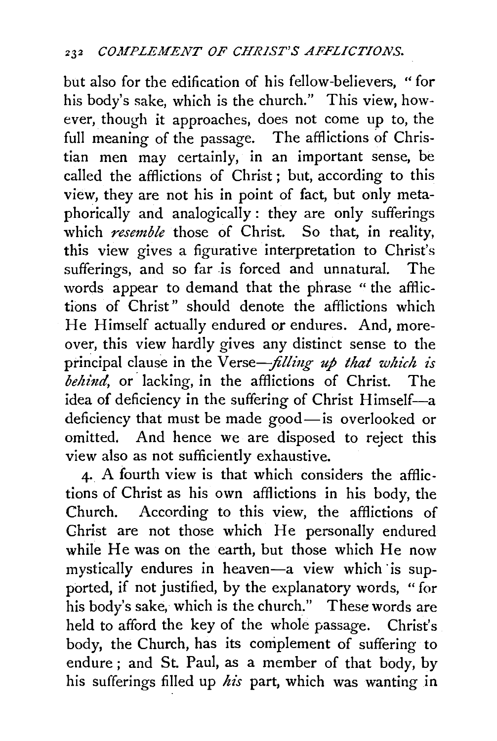but also for the edification of his fellow-believers, "for his body's sake, which is the church." This view, however, though it approaches, does not come up to, the full meaning of the passage. The afflictions of Christian men may certainly, in an important sense, be called the afflictions of Christ; but, according to this view, they are not his in point of fact, but only metaphorically and analogically: they are only sufferings which *resemble* those of Christ. So that, in reality, this view gives a figurative interpretation to Christ's sufferings, and so far is forced and unnatural. The words appear to demand that the phrase "the afflictions of Christ" should denote the afflictions which He Himself actually endured or endures. And, moreover, this view hardly gives any distinct sense to the principal clause in the Verse—*filling up that which is behind*, or lacking, in the afflictions of Christ. The idea of deficiency in the suffering of Christ Himself—a deficiency that must be made good—is overlooked or omitted. And hence we are disposed to reject this view also as not sufficiently exhaustive.

4. A fourth view is that which considers the afflictions of Christ as his own afflictions in his body, the Church. According to this view, the afflictions of Christ are not those which He personally endured while He was on the earth, but those which He now mystically endures in heaven—a view which is supported, if not justified, by the explanatory words, "for his body's sake, which is the church." These words are held to afford the key of the whole passage. Christ's body, the Church, has its complement of suffering to endure; and St. Paul, as a member of that body, by his sufferings filled up *his* part, which was wanting in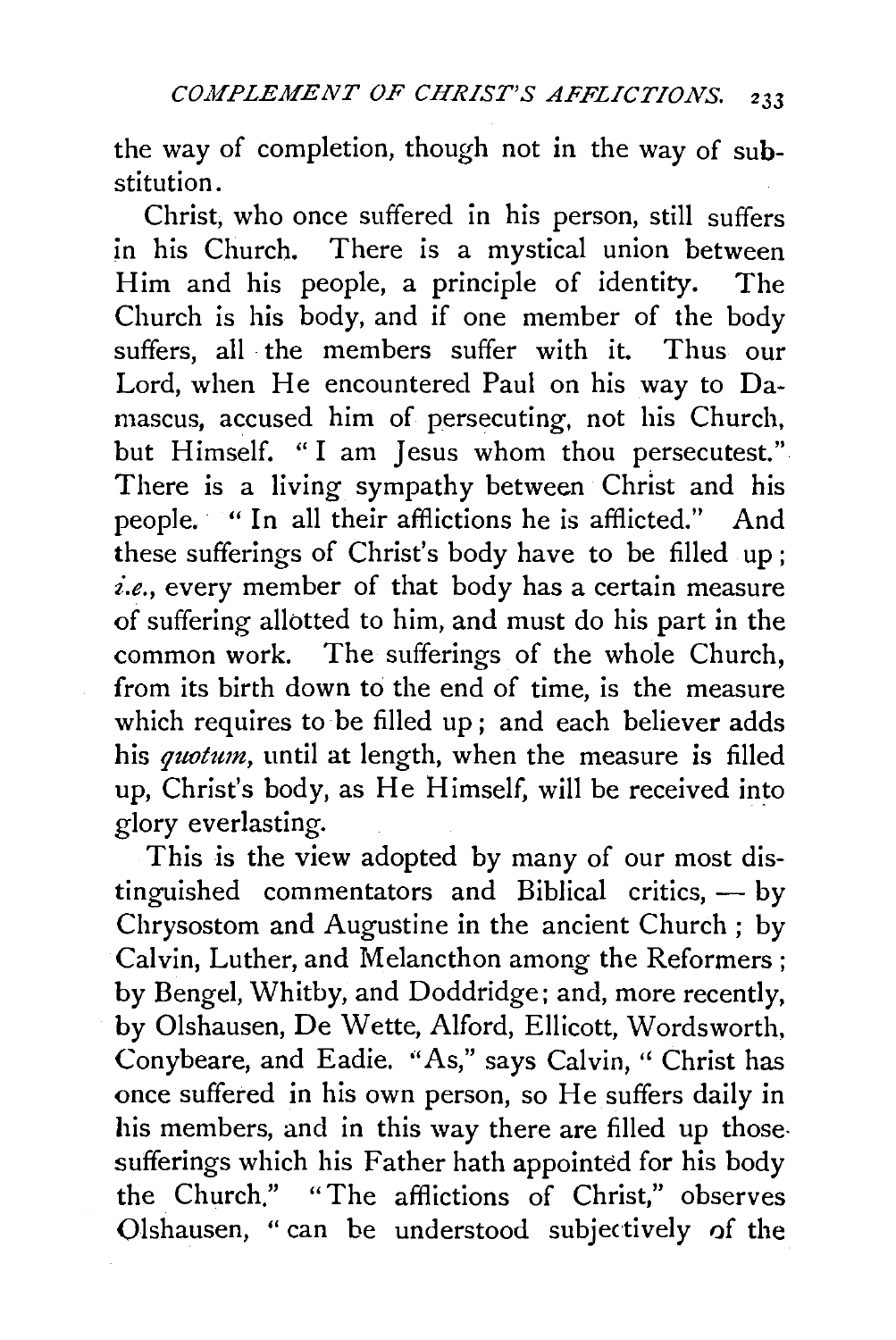the way of completion, though not in the way of substitution.

Christ, who once suffered in his person, still suffers in his Church. There is a mystical union between Him and his people, a principle of identity. The Church is his body, and if one member of the body suffers, all the members suffer with it. Thus our Lord, when He encountered Paul on his way to Damascus, accused him of persecuting, not his Church, but Himself. "I am Jesus whom thou persecutest." There is a living sympathy between Christ and his people. "In all their afflictions he is afflicted." And these sufferings of Christ's body have to be filled up; *i.e.*, every member of that body has a certain measure of suffering allotted to him, and must do his part in the common work. The sufferings of the whole Church, from its birth down to the end of time, is the measure which requires to be filled up; and each believer adds his *quotum*, until at length, when the measure is filled up, Christ's body, as He Himself, will be received into glory everlasting.

This is the view adopted by many of our most distinguished commentators and Biblical critics, — by Chrysostom and Augustine in the ancient Church; by Calvin, Luther, and Melancthon among the Reformers; by Bengel, Whitby, and Doddridge; and, more recently, by Olshausen, De Wette, Alford, Ellicott, Wordsworth, Conybeare, and Eadie. "As," says Calvin, "Christ has once suffered in his own person, so He suffers daily in his members, and in this way there are filled up those sufferings which his Father hath appointed for his body the Church." "The afflictions of Christ," observes Olshausen, "can be understood subjectively of the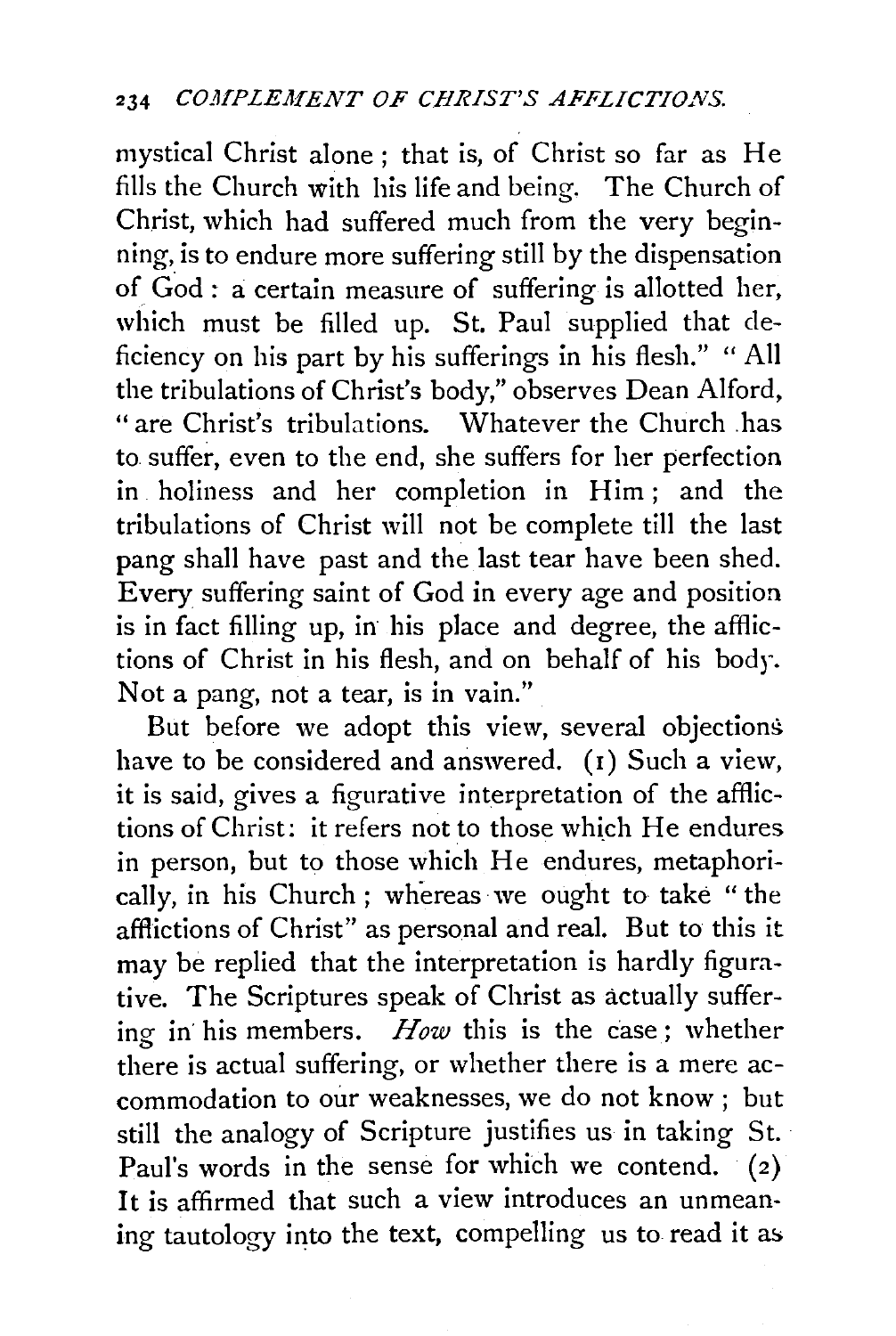mystical Christ alone; that is, of Christ so far as He fills the Church with his life and being. The Church of Christ, which had suffered much from the very beginning, is to endure more suffering still by the dispensation of God: a certain measure of suffering is allotted her, which must be filled up. St. Paul supplied that deficiency on his part by his sufferings in his flesh." "All the tribulations of Christ's body," observes Dean Alford, "are Christ's tribulations. Whatever the Church has to suffer, even to the end, she suffers for her perfection in holiness and her completion in Him; and the tribulations of Christ will not be complete till the last pang shall have past and the last tear have been shed. Every suffering saint of God in every age and position is in fact filling up, in his place and degree, the afflictions of Christ in his flesh, and on behalf of his body. Not a pang, not a tear, is in vain."

But before we adopt this view, several objections have to be considered and answered. (1) Such a view, it is said, gives a figurative interpretation of the afflictions of Christ: it refers not to those which He endures in person, but to those which He endures, metaphorically, in his Church; whereas we ought to take "the afflictions of Christ" as personal and real. But to this it may be replied that the interpretation is hardly figurative. The Scriptures speak of Christ as actually suffering in his members. *How* this is the case; whether there is actual suffering, or whether there is a mere accommodation to our weaknesses, we do not know; but still the analogy of Scripture justifies us in taking St. Paul's words in the sense for which we contend. (2) It is affirmed that such a view introduces an unmeaning tautology into the text, compelling us to read it as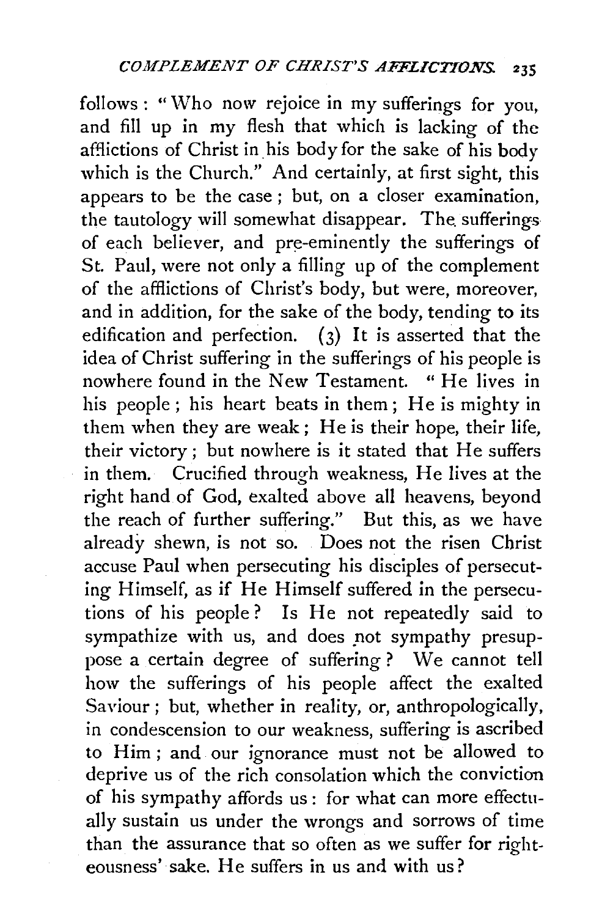follows: "Who now rejoice in my sufferings for you, and fill up in my flesh that which is lacking of the afflictions of Christ in his body for the sake of his body which is the Church." And certainly, at first sight, this appears to be the case; but, on a closer examination, the tautology will somewhat disappear. The sufferings of each believer, and pre-eminently the sufferings of St. Paul, were not only a filling up of the complement of the afflictions of Christ's body, but were, moreover, and in addition, for the sake of the body, tending to its edification and perfection. (3) It is asserted that the idea of Christ suffering in the sufferings of his people is nowhere found in the New Testament. "He lives in his people; his heart beats in them; He is mighty in them when they are weak; He is their hope, their life, their victory; but nowhere is it stated that He suffers in them. Crucified through weakness, He lives at the right hand of God, exalted above all heavens, beyond the reach of further suffering." But this, as we have already shewn, is not so. Does not the risen Christ accuse Paul when persecuting his disciples of persecuting Himself, as if He Himself suffered in the persecutions of his people? Is He not repeatedly said to sympathize with us, and does not sympathy presuppose a certain degree of suffering? We cannot tell how the sufferings of his people affect the exalted Saviour; but, whether in reality, or, anthropologically, in condescension to our weakness, suffering is ascribed to Him; and our ignorance must not be allowed to deprive us of the rich consolation which the conviction of his sympathy affords us: for what can more effectually sustain us under the wrongs and sorrows of time than the assurance that so often as we suffer for righteousness' sake. He suffers in us and with us?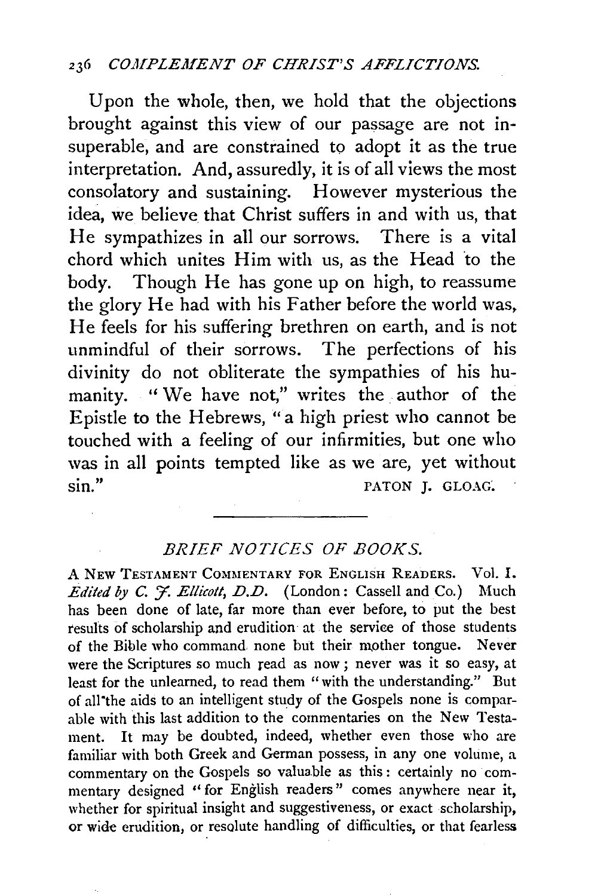Upon the whole, then, we hold that the objections brought against this view of our passage are not insuperable, and are constrained to adopt it as the true interpretation. And, assuredly, it is of all views the most consolatory and sustaining. However mysterious the idea, we believe that Christ suffers in and with us, that He sympathizes in all our sorrows. There is a vital chord which unites Him with us, as the Head to the body. Though He has gone up on high, to reassume the glory He had with his Father before the world was, He feels for his suffering brethren on earth, and is not unmindful of their sorrows. The perfections of his divinity do not obliterate the sympathies of his humanity. "We have not," writes the author of the Epistle to the Hebrews, "a high priest who cannot be touched with a feeling of our infirmities, but one who was in all points tempted like as we are, yet without sin."

PATON J. GLOAG.

---

## *BRIEF NOTICES OF BOOKS.*

A NEW TESTAMENT COMMENTARY FOR ENGLISH READERS. Vol. I. *Edited by C. J. Ellicott, D.D.* (London: Cassell and Co.) Much has been done of late, far more than ever before, to put the best results of scholarship and erudition at the service of those students of the Bible who command none but their mother tongue. Never were the Scriptures so much read as now; never was it so easy, at least for the unlearned, to read them "with the understanding." But of all the aids to an intelligent study of the Gospels none is comparable with this last addition to the commentaries on the New Testament. It may be doubted, indeed, whether even those who are familiar with both Greek and German possess, in any one volume, a commentary on the Gospels so valuable as this: certainly no commentary designed "for English readers" comes anywhere near it, whether for spiritual insight and suggestiveness, or exact scholarship, or wide erudition, or resolute handling of difficulties, or that fearless